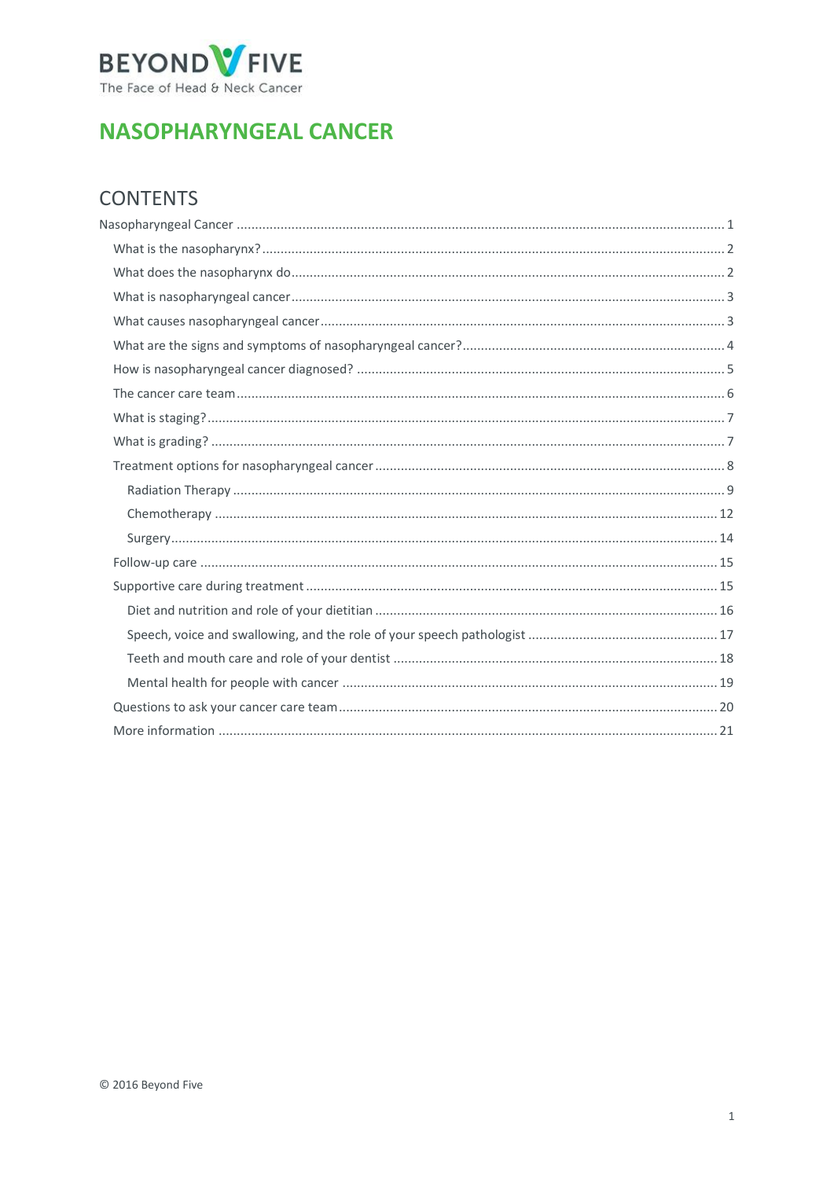BEYOND FIVE
The Face of Head & Neck Cancer

# NASOPHARYNGEAL CANCER

## CONTENTS

- Nasopharyngeal Cancer ..... 1
  - What is the nasopharynx? ..... 2
  - What does the nasopharynx do ..... 2
  - What is nasopharyngeal cancer ..... 3
  - What causes nasopharyngeal cancer ..... 3
  - What are the signs and symptoms of nasopharyngeal cancer? ..... 4
  - How is nasopharyngeal cancer diagnosed? ..... 5
  - The cancer care team ..... 6
  - What is staging? ..... 7
  - What is grading? ..... 7
  - Treatment options for nasopharyngeal cancer ..... 8
    - Radiation Therapy ..... 9
    - Chemotherapy ..... 12
    - Surgery ..... 14
  - Follow-up care ..... 15
  - Supportive care during treatment ..... 15
    - Diet and nutrition and role of your dietitian ..... 16
    - Speech, voice and swallowing, and the role of your speech pathologist ..... 17
    - Teeth and mouth care and role of your dentist ..... 18
    - Mental health for people with cancer ..... 19
  - Questions to ask your cancer care team ..... 20
  - More information ..... 21

© 2016 Beyond Five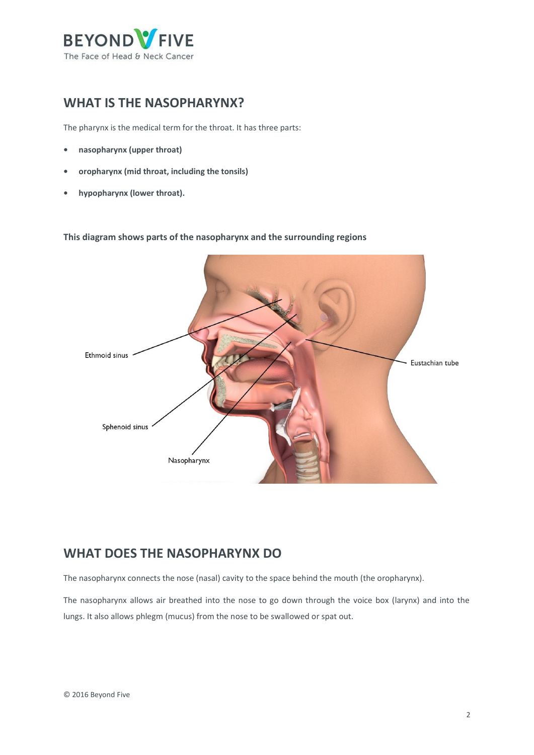## WHAT IS THE NASOPHARYNX?

The pharynx is the medical term for the throat. It has three parts:

- **nasopharynx (upper throat)**
- **oropharynx (mid throat, including the tonsils)**
- **hypopharynx (lower throat).**

**This diagram shows parts of the nasopharynx and the surrounding regions**

Ethmoid sinus

Eustachian tube

Sphenoid sinus

Nasopharynx

## WHAT DOES THE NASOPHARYNX DO

The nasopharynx connects the nose (nasal) cavity to the space behind the mouth (the oropharynx).

The nasopharynx allows air breathed into the nose to go down through the voice box (larynx) and into the lungs. It also allows phlegm (mucus) from the nose to be swallowed or spat out.

© 2016 Beyond Five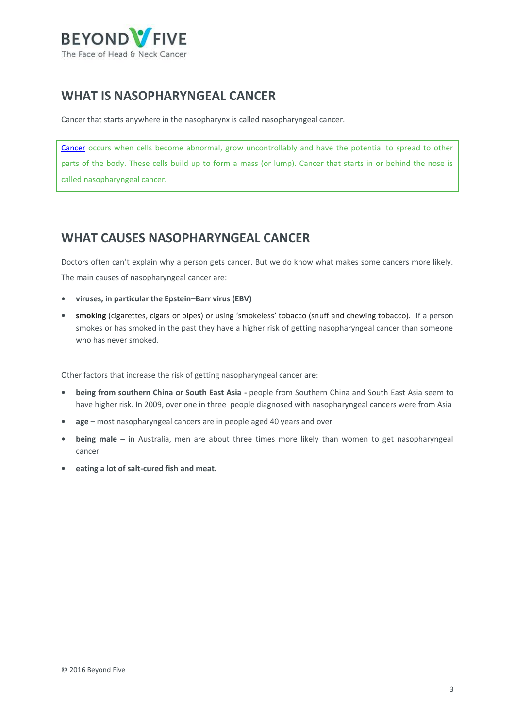## WHAT IS NASOPHARYNGEAL CANCER

Cancer that starts anywhere in the nasopharynx is called nasopharyngeal cancer.

> Cancer occurs when cells become abnormal, grow uncontrollably and have the potential to spread to other parts of the body. These cells build up to form a mass (or lump). Cancer that starts in or behind the nose is called nasopharyngeal cancer.

## WHAT CAUSES NASOPHARYNGEAL CANCER

Doctors often can't explain why a person gets cancer. But we do know what makes some cancers more likely. The main causes of nasopharyngeal cancer are:

- **viruses, in particular the Epstein–Barr virus (EBV)**
- **smoking** (cigarettes, cigars or pipes) or using 'smokeless' tobacco (snuff and chewing tobacco). If a person smokes or has smoked in the past they have a higher risk of getting nasopharyngeal cancer than someone who has never smoked.

Other factors that increase the risk of getting nasopharyngeal cancer are:

- **being from southern China or South East Asia -** people from Southern China and South East Asia seem to have higher risk. In 2009, over one in three people diagnosed with nasopharyngeal cancers were from Asia
- **age –** most nasopharyngeal cancers are in people aged 40 years and over
- **being male –** in Australia, men are about three times more likely than women to get nasopharyngeal cancer
- **eating a lot of salt-cured fish and meat.**

© 2016 Beyond Five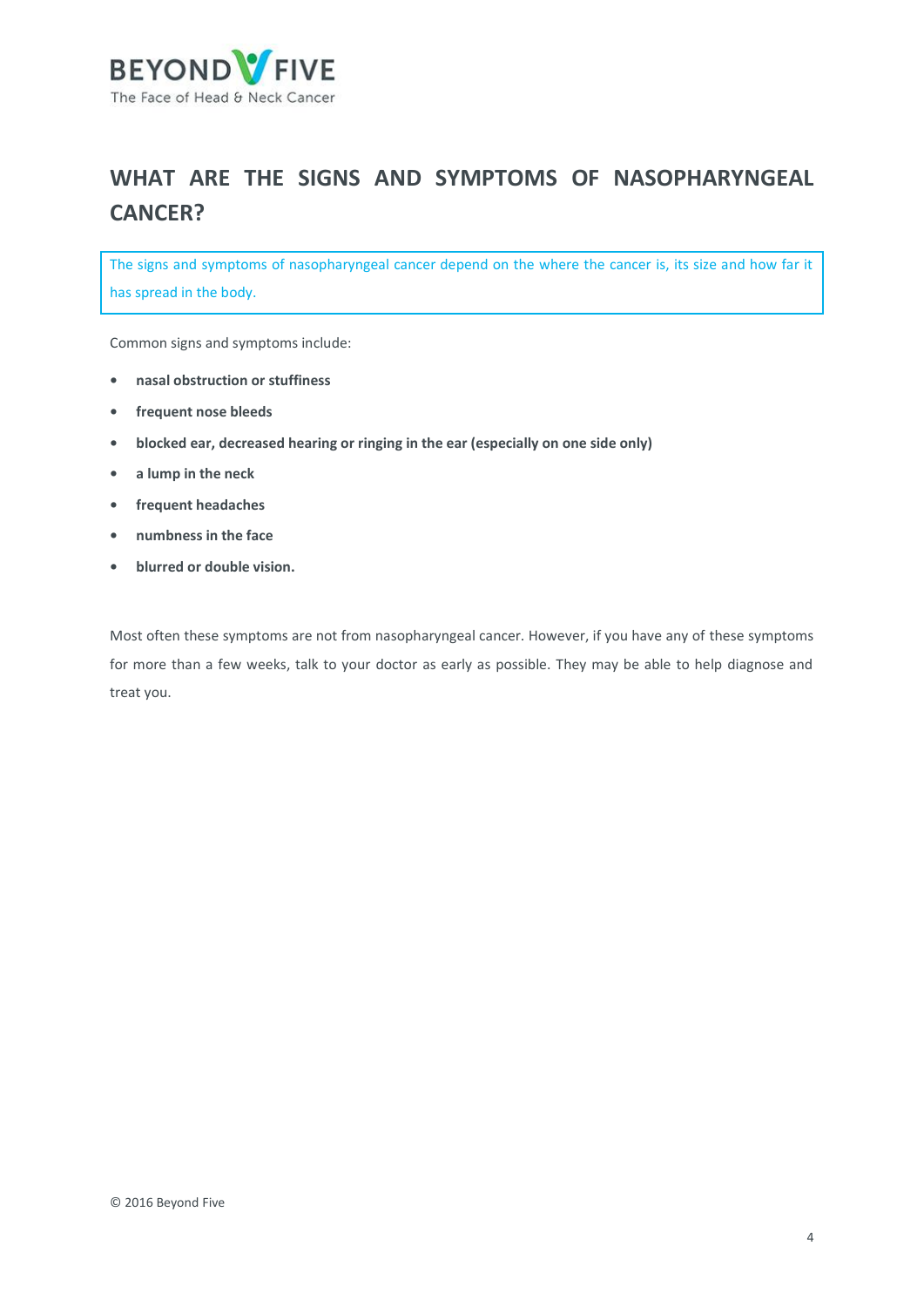# WHAT ARE THE SIGNS AND SYMPTOMS OF NASOPHARYNGEAL CANCER?

The signs and symptoms of nasopharyngeal cancer depend on the where the cancer is, its size and how far it has spread in the body.

Common signs and symptoms include:

- **nasal obstruction or stuffiness**
- **frequent nose bleeds**
- **blocked ear, decreased hearing or ringing in the ear (especially on one side only)**
- **a lump in the neck**
- **frequent headaches**
- **numbness in the face**
- **blurred or double vision.**

Most often these symptoms are not from nasopharyngeal cancer. However, if you have any of these symptoms for more than a few weeks, talk to your doctor as early as possible. They may be able to help diagnose and treat you.

© 2016 Beyond Five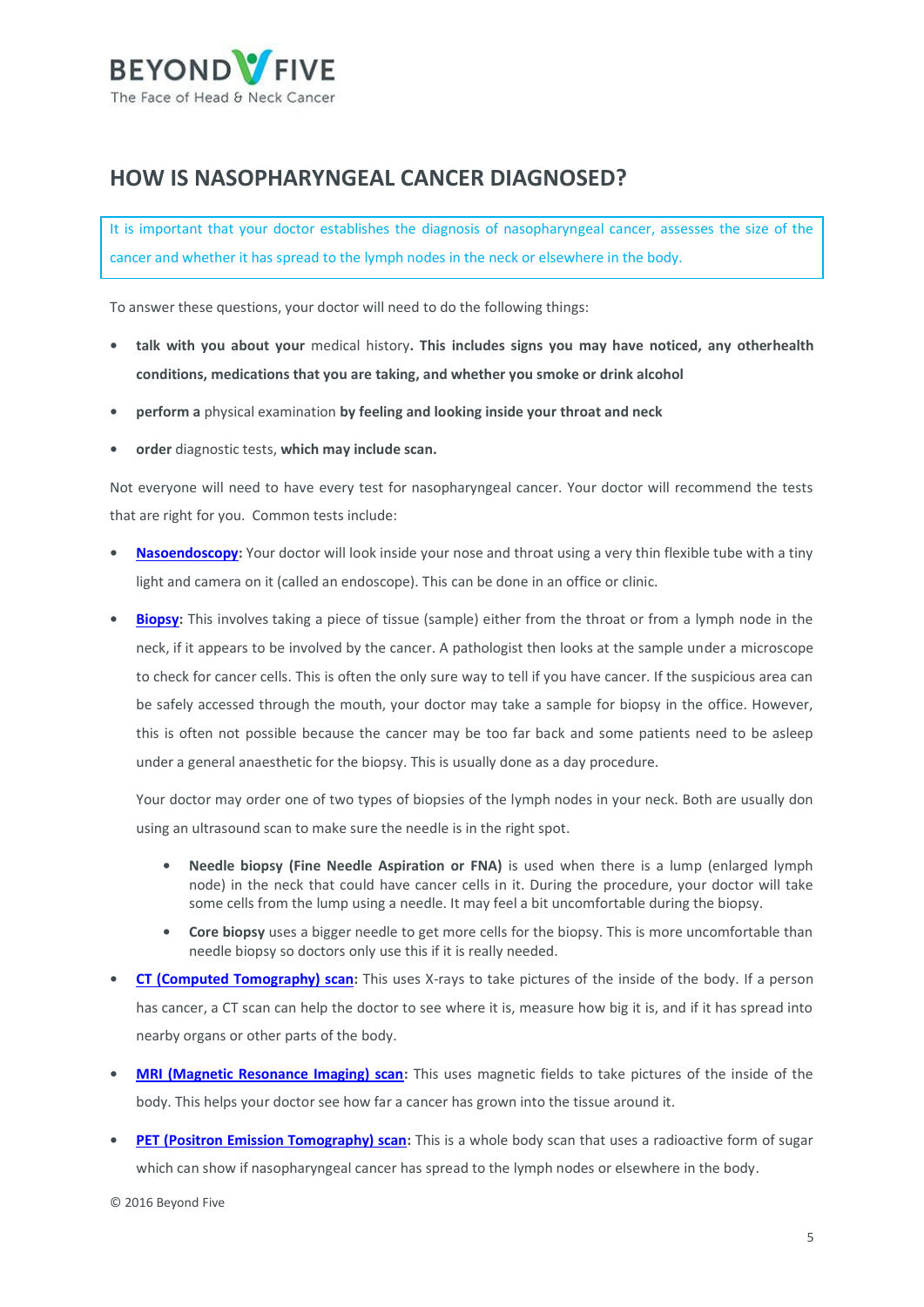# HOW IS NASOPHARYNGEAL CANCER DIAGNOSED?

It is important that your doctor establishes the diagnosis of nasopharyngeal cancer, assesses the size of the cancer and whether it has spread to the lymph nodes in the neck or elsewhere in the body.

To answer these questions, your doctor will need to do the following things:

- **talk with you about your** medical history**. This includes signs you may have noticed, any otherhealth conditions, medications that you are taking, and whether you smoke or drink alcohol**
- **perform a** physical examination **by feeling and looking inside your throat and neck**
- **order** diagnostic tests, **which may include scan.**

Not everyone will need to have every test for nasopharyngeal cancer. Your doctor will recommend the tests that are right for you. Common tests include:

- **Nasoendoscopy**: Your doctor will look inside your nose and throat using a very thin flexible tube with a tiny light and camera on it (called an endoscope). This can be done in an office or clinic.
- **Biopsy**: This involves taking a piece of tissue (sample) either from the throat or from a lymph node in the neck, if it appears to be involved by the cancer. A pathologist then looks at the sample under a microscope to check for cancer cells. This is often the only sure way to tell if you have cancer. If the suspicious area can be safely accessed through the mouth, your doctor may take a sample for biopsy in the office. However, this is often not possible because the cancer may be too far back and some patients need to be asleep under a general anaesthetic for the biopsy. This is usually done as a day procedure.

  Your doctor may order one of two types of biopsies of the lymph nodes in your neck. Both are usually don using an ultrasound scan to make sure the needle is in the right spot.

  - **Needle biopsy (Fine Needle Aspiration or FNA)** is used when there is a lump (enlarged lymph node) in the neck that could have cancer cells in it. During the procedure, your doctor will take some cells from the lump using a needle. It may feel a bit uncomfortable during the biopsy.
  - **Core biopsy** uses a bigger needle to get more cells for the biopsy. This is more uncomfortable than needle biopsy so doctors only use this if it is really needed.

- **CT (Computed Tomography) scan:** This uses X-rays to take pictures of the inside of the body. If a person has cancer, a CT scan can help the doctor to see where it is, measure how big it is, and if it has spread into nearby organs or other parts of the body.
- **MRI (Magnetic Resonance Imaging) scan:** This uses magnetic fields to take pictures of the inside of the body. This helps your doctor see how far a cancer has grown into the tissue around it.
- **PET (Positron Emission Tomography) scan**: This is a whole body scan that uses a radioactive form of sugar which can show if nasopharyngeal cancer has spread to the lymph nodes or elsewhere in the body.

© 2016 Beyond Five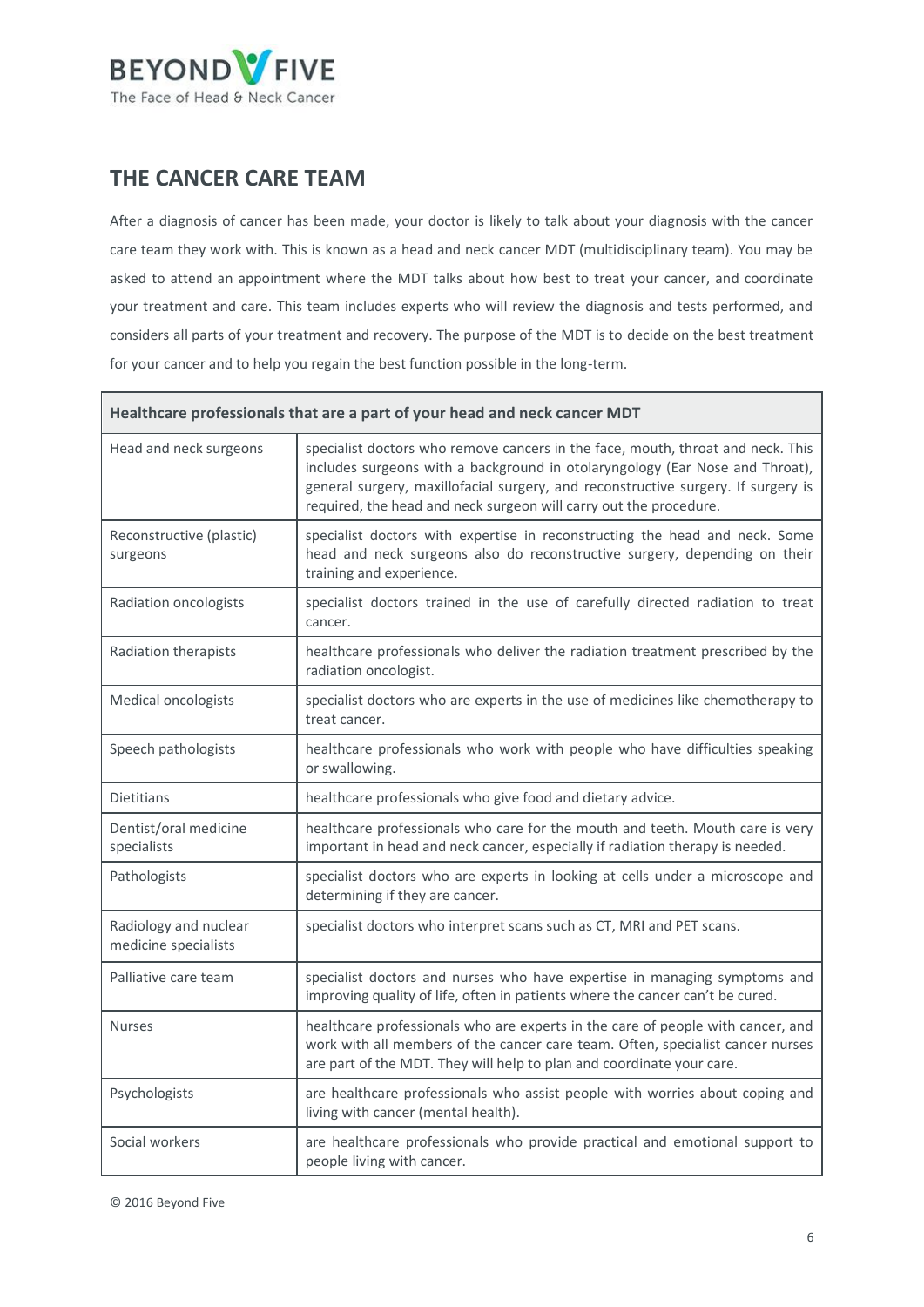## THE CANCER CARE TEAM

After a diagnosis of cancer has been made, your doctor is likely to talk about your diagnosis with the cancer care team they work with. This is known as a head and neck cancer MDT (multidisciplinary team). You may be asked to attend an appointment where the MDT talks about how best to treat your cancer, and coordinate your treatment and care. This team includes experts who will review the diagnosis and tests performed, and considers all parts of your treatment and recovery. The purpose of the MDT is to decide on the best treatment for your cancer and to help you regain the best function possible in the long-term.

| Healthcare professionals that are a part of your head and neck cancer MDT | |
|---|---|
| Head and neck surgeons | specialist doctors who remove cancers in the face, mouth, throat and neck. This includes surgeons with a background in otolaryngology (Ear Nose and Throat), general surgery, maxillofacial surgery, and reconstructive surgery. If surgery is required, the head and neck surgeon will carry out the procedure. |
| Reconstructive (plastic) surgeons | specialist doctors with expertise in reconstructing the head and neck. Some head and neck surgeons also do reconstructive surgery, depending on their training and experience. |
| Radiation oncologists | specialist doctors trained in the use of carefully directed radiation to treat cancer. |
| Radiation therapists | healthcare professionals who deliver the radiation treatment prescribed by the radiation oncologist. |
| Medical oncologists | specialist doctors who are experts in the use of medicines like chemotherapy to treat cancer. |
| Speech pathologists | healthcare professionals who work with people who have difficulties speaking or swallowing. |
| Dietitians | healthcare professionals who give food and dietary advice. |
| Dentist/oral medicine specialists | healthcare professionals who care for the mouth and teeth. Mouth care is very important in head and neck cancer, especially if radiation therapy is needed. |
| Pathologists | specialist doctors who are experts in looking at cells under a microscope and determining if they are cancer. |
| Radiology and nuclear medicine specialists | specialist doctors who interpret scans such as CT, MRI and PET scans. |
| Palliative care team | specialist doctors and nurses who have expertise in managing symptoms and improving quality of life, often in patients where the cancer can't be cured. |
| Nurses | healthcare professionals who are experts in the care of people with cancer, and work with all members of the cancer care team. Often, specialist cancer nurses are part of the MDT. They will help to plan and coordinate your care. |
| Psychologists | are healthcare professionals who assist people with worries about coping and living with cancer (mental health). |
| Social workers | are healthcare professionals who provide practical and emotional support to people living with cancer. |

© 2016 Beyond Five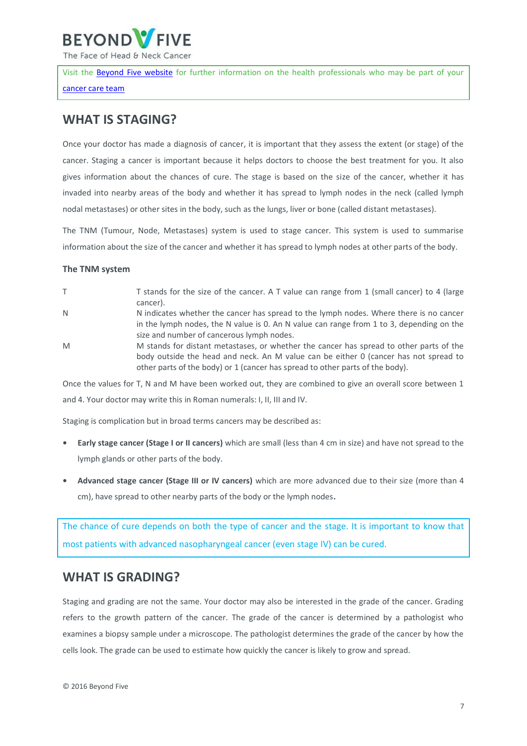Visit the [Beyond Five website](#) for further information on the health professionals who may be part of your [cancer care team](#)

## WHAT IS STAGING?

Once your doctor has made a diagnosis of cancer, it is important that they assess the extent (or stage) of the cancer. Staging a cancer is important because it helps doctors to choose the best treatment for you. It also gives information about the chances of cure. The stage is based on the size of the cancer, whether it has invaded into nearby areas of the body and whether it has spread to lymph nodes in the neck (called lymph nodal metastases) or other sites in the body, such as the lungs, liver or bone (called distant metastases).

The TNM (Tumour, Node, Metastases) system is used to stage cancer. This system is used to summarise information about the size of the cancer and whether it has spread to lymph nodes at other parts of the body.

**The TNM system**

| | |
|---|---|
| T | T stands for the size of the cancer. A T value can range from 1 (small cancer) to 4 (large cancer). |
| N | N indicates whether the cancer has spread to the lymph nodes. Where there is no cancer in the lymph nodes, the N value is 0. An N value can range from 1 to 3, depending on the size and number of cancerous lymph nodes. |
| M | M stands for distant metastases, or whether the cancer has spread to other parts of the body outside the head and neck. An M value can be either 0 (cancer has not spread to other parts of the body) or 1 (cancer has spread to other parts of the body). |

Once the values for T, N and M have been worked out, they are combined to give an overall score between 1 and 4. Your doctor may write this in Roman numerals: I, II, III and IV.

Staging is complication but in broad terms cancers may be described as:

- **Early stage cancer (Stage I or II cancers)** which are small (less than 4 cm in size) and have not spread to the lymph glands or other parts of the body.
- **Advanced stage cancer (Stage III or IV cancers)** which are more advanced due to their size (more than 4 cm), have spread to other nearby parts of the body or the lymph nodes.

The chance of cure depends on both the type of cancer and the stage. It is important to know that most patients with advanced nasopharyngeal cancer (even stage IV) can be cured.

## WHAT IS GRADING?

Staging and grading are not the same. Your doctor may also be interested in the grade of the cancer. Grading refers to the growth pattern of the cancer. The grade of the cancer is determined by a pathologist who examines a biopsy sample under a microscope. The pathologist determines the grade of the cancer by how the cells look. The grade can be used to estimate how quickly the cancer is likely to grow and spread.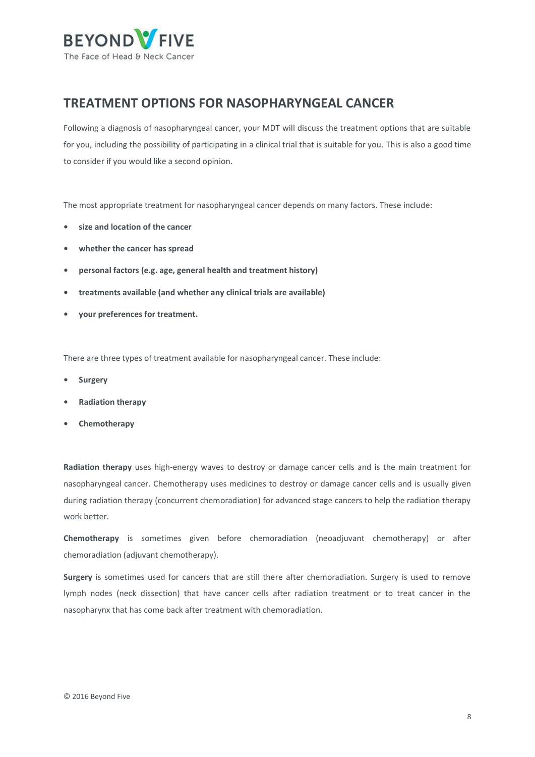# TREATMENT OPTIONS FOR NASOPHARYNGEAL CANCER

Following a diagnosis of nasopharyngeal cancer, your MDT will discuss the treatment options that are suitable for you, including the possibility of participating in a clinical trial that is suitable for you. This is also a good time to consider if you would like a second opinion.

The most appropriate treatment for nasopharyngeal cancer depends on many factors. These include:

- **size and location of the cancer**
- **whether the cancer has spread**
- **personal factors (e.g. age, general health and treatment history)**
- **treatments available (and whether any clinical trials are available)**
- **your preferences for treatment.**

There are three types of treatment available for nasopharyngeal cancer. These include:

- **Surgery**
- **Radiation therapy**
- **Chemotherapy**

**Radiation therapy** uses high-energy waves to destroy or damage cancer cells and is the main treatment for nasopharyngeal cancer. Chemotherapy uses medicines to destroy or damage cancer cells and is usually given during radiation therapy (concurrent chemoradiation) for advanced stage cancers to help the radiation therapy work better.

**Chemotherapy** is sometimes given before chemoradiation (neoadjuvant chemotherapy) or after chemoradiation (adjuvant chemotherapy).

**Surgery** is sometimes used for cancers that are still there after chemoradiation. Surgery is used to remove lymph nodes (neck dissection) that have cancer cells after radiation treatment or to treat cancer in the nasopharynx that has come back after treatment with chemoradiation.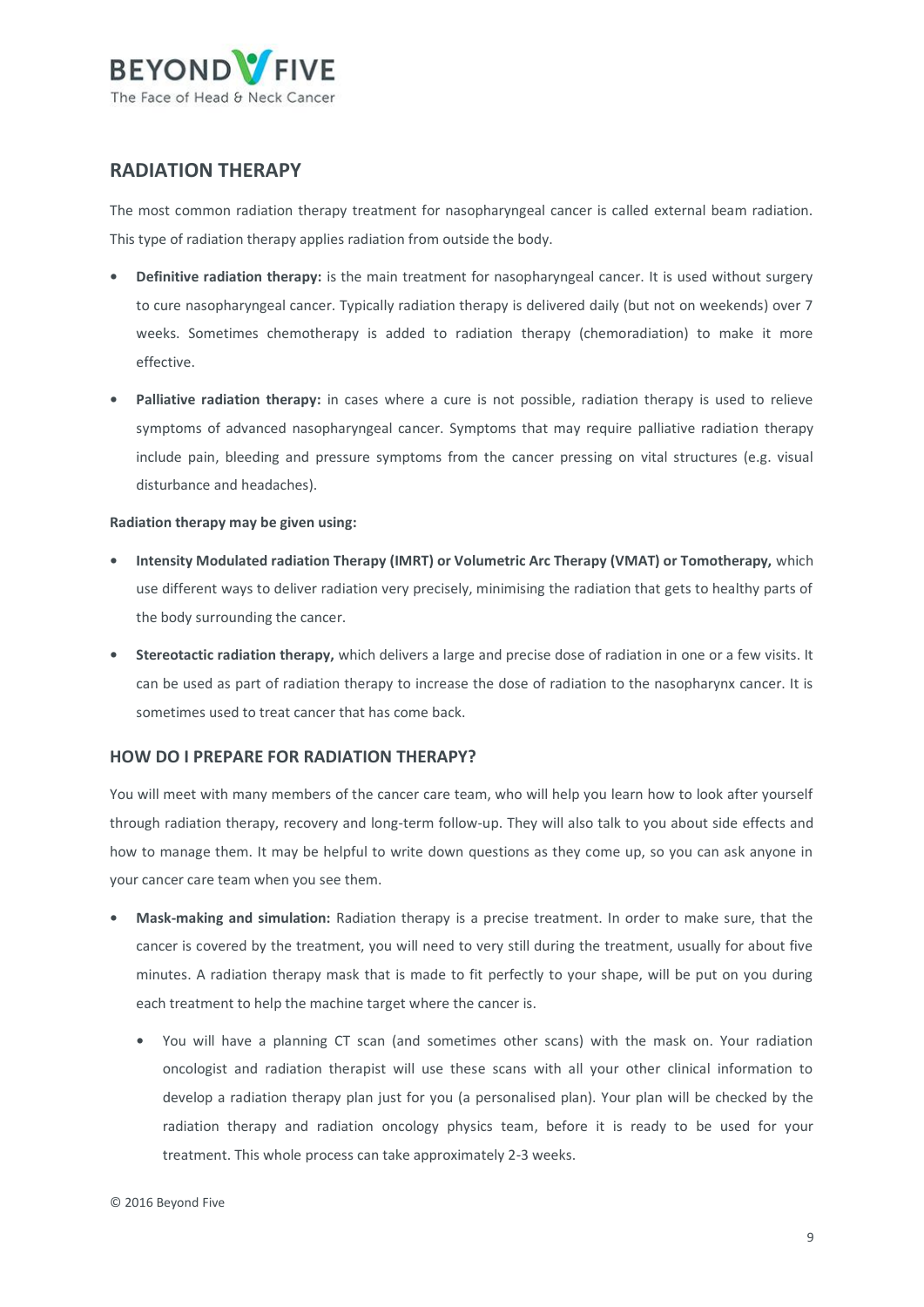## RADIATION THERAPY

The most common radiation therapy treatment for nasopharyngeal cancer is called external beam radiation. This type of radiation therapy applies radiation from outside the body.

- **Definitive radiation therapy:** is the main treatment for nasopharyngeal cancer. It is used without surgery to cure nasopharyngeal cancer. Typically radiation therapy is delivered daily (but not on weekends) over 7 weeks. Sometimes chemotherapy is added to radiation therapy (chemoradiation) to make it more effective.
- **Palliative radiation therapy:** in cases where a cure is not possible, radiation therapy is used to relieve symptoms of advanced nasopharyngeal cancer. Symptoms that may require palliative radiation therapy include pain, bleeding and pressure symptoms from the cancer pressing on vital structures (e.g. visual disturbance and headaches).

**Radiation therapy may be given using:**

- **Intensity Modulated radiation Therapy (IMRT) or Volumetric Arc Therapy (VMAT) or Tomotherapy,** which use different ways to deliver radiation very precisely, minimising the radiation that gets to healthy parts of the body surrounding the cancer.
- **Stereotactic radiation therapy,** which delivers a large and precise dose of radiation in one or a few visits. It can be used as part of radiation therapy to increase the dose of radiation to the nasopharynx cancer. It is sometimes used to treat cancer that has come back.

### HOW DO I PREPARE FOR RADIATION THERAPY?

You will meet with many members of the cancer care team, who will help you learn how to look after yourself through radiation therapy, recovery and long-term follow-up. They will also talk to you about side effects and how to manage them. It may be helpful to write down questions as they come up, so you can ask anyone in your cancer care team when you see them.

- **Mask-making and simulation:** Radiation therapy is a precise treatment. In order to make sure, that the cancer is covered by the treatment, you will need to very still during the treatment, usually for about five minutes. A radiation therapy mask that is made to fit perfectly to your shape, will be put on you during each treatment to help the machine target where the cancer is.
  - You will have a planning CT scan (and sometimes other scans) with the mask on. Your radiation oncologist and radiation therapist will use these scans with all your other clinical information to develop a radiation therapy plan just for you (a personalised plan). Your plan will be checked by the radiation therapy and radiation oncology physics team, before it is ready to be used for your treatment. This whole process can take approximately 2-3 weeks.

© 2016 Beyond Five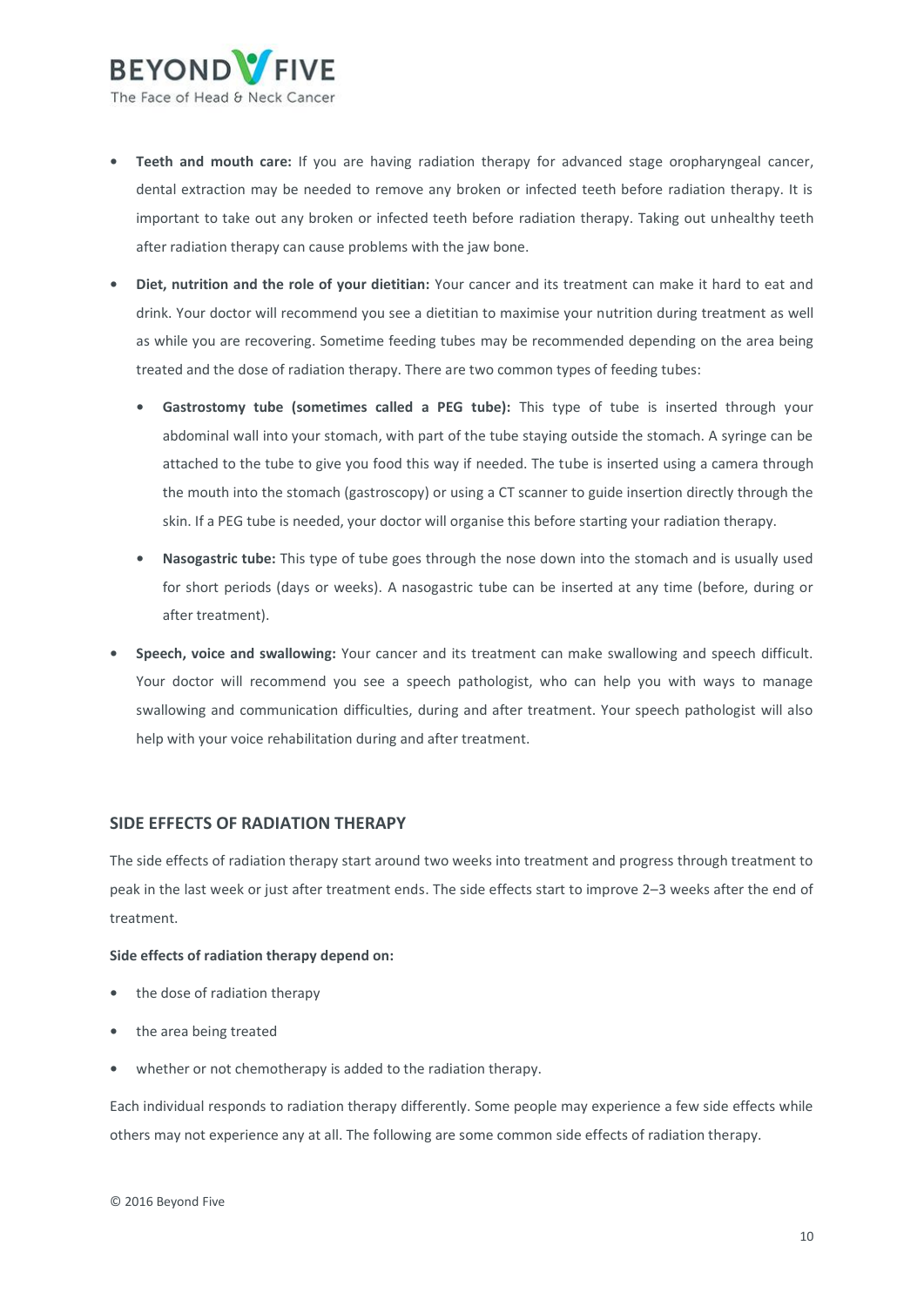- **Teeth and mouth care:** If you are having radiation therapy for advanced stage oropharyngeal cancer, dental extraction may be needed to remove any broken or infected teeth before radiation therapy. It is important to take out any broken or infected teeth before radiation therapy. Taking out unhealthy teeth after radiation therapy can cause problems with the jaw bone.
- **Diet, nutrition and the role of your dietitian:** Your cancer and its treatment can make it hard to eat and drink. Your doctor will recommend you see a dietitian to maximise your nutrition during treatment as well as while you are recovering. Sometime feeding tubes may be recommended depending on the area being treated and the dose of radiation therapy. There are two common types of feeding tubes:
    - **Gastrostomy tube (sometimes called a PEG tube):** This type of tube is inserted through your abdominal wall into your stomach, with part of the tube staying outside the stomach. A syringe can be attached to the tube to give you food this way if needed. The tube is inserted using a camera through the mouth into the stomach (gastroscopy) or using a CT scanner to guide insertion directly through the skin. If a PEG tube is needed, your doctor will organise this before starting your radiation therapy.
    - **Nasogastric tube:** This type of tube goes through the nose down into the stomach and is usually used for short periods (days or weeks). A nasogastric tube can be inserted at any time (before, during or after treatment).
- **Speech, voice and swallowing:** Your cancer and its treatment can make swallowing and speech difficult. Your doctor will recommend you see a speech pathologist, who can help you with ways to manage swallowing and communication difficulties, during and after treatment. Your speech pathologist will also help with your voice rehabilitation during and after treatment.

## SIDE EFFECTS OF RADIATION THERAPY

The side effects of radiation therapy start around two weeks into treatment and progress through treatment to peak in the last week or just after treatment ends. The side effects start to improve 2–3 weeks after the end of treatment.

**Side effects of radiation therapy depend on:**

- the dose of radiation therapy
- the area being treated
- whether or not chemotherapy is added to the radiation therapy.

Each individual responds to radiation therapy differently. Some people may experience a few side effects while others may not experience any at all. The following are some common side effects of radiation therapy.

© 2016 Beyond Five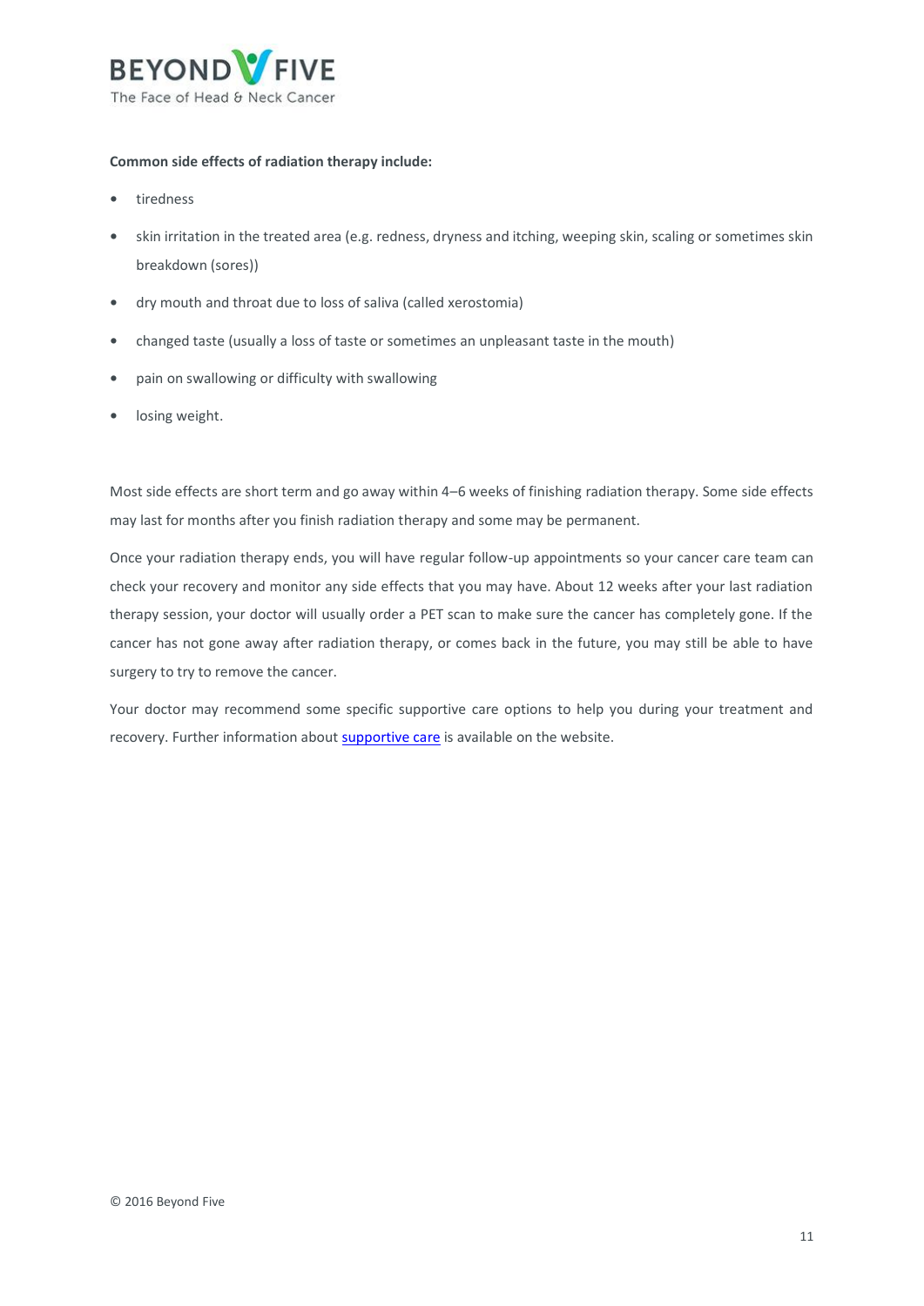**Common side effects of radiation therapy include:**

- tiredness
- skin irritation in the treated area (e.g. redness, dryness and itching, weeping skin, scaling or sometimes skin breakdown (sores))
- dry mouth and throat due to loss of saliva (called xerostomia)
- changed taste (usually a loss of taste or sometimes an unpleasant taste in the mouth)
- pain on swallowing or difficulty with swallowing
- losing weight.

Most side effects are short term and go away within 4–6 weeks of finishing radiation therapy. Some side effects may last for months after you finish radiation therapy and some may be permanent.

Once your radiation therapy ends, you will have regular follow-up appointments so your cancer care team can check your recovery and monitor any side effects that you may have. About 12 weeks after your last radiation therapy session, your doctor will usually order a PET scan to make sure the cancer has completely gone. If the cancer has not gone away after radiation therapy, or comes back in the future, you may still be able to have surgery to try to remove the cancer.

Your doctor may recommend some specific supportive care options to help you during your treatment and recovery. Further information about supportive care is available on the website.

© 2016 Beyond Five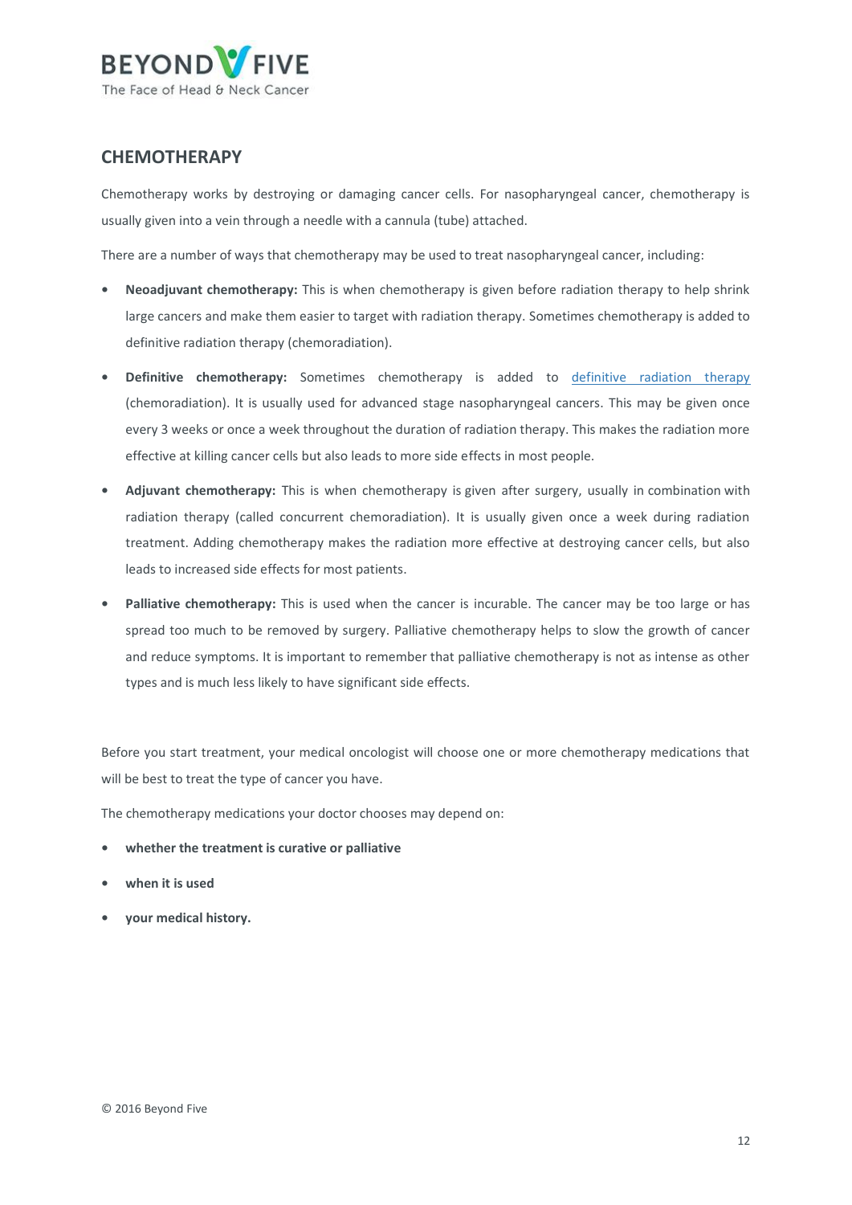## CHEMOTHERAPY

Chemotherapy works by destroying or damaging cancer cells. For nasopharyngeal cancer, chemotherapy is usually given into a vein through a needle with a cannula (tube) attached.

There are a number of ways that chemotherapy may be used to treat nasopharyngeal cancer, including:

- **Neoadjuvant chemotherapy:** This is when chemotherapy is given before radiation therapy to help shrink large cancers and make them easier to target with radiation therapy. Sometimes chemotherapy is added to definitive radiation therapy (chemoradiation).
- **Definitive chemotherapy:** Sometimes chemotherapy is added to definitive radiation therapy (chemoradiation). It is usually used for advanced stage nasopharyngeal cancers. This may be given once every 3 weeks or once a week throughout the duration of radiation therapy. This makes the radiation more effective at killing cancer cells but also leads to more side effects in most people.
- **Adjuvant chemotherapy:** This is when chemotherapy is given after surgery, usually in combination with radiation therapy (called concurrent chemoradiation). It is usually given once a week during radiation treatment. Adding chemotherapy makes the radiation more effective at destroying cancer cells, but also leads to increased side effects for most patients.
- **Palliative chemotherapy:** This is used when the cancer is incurable. The cancer may be too large or has spread too much to be removed by surgery. Palliative chemotherapy helps to slow the growth of cancer and reduce symptoms. It is important to remember that palliative chemotherapy is not as intense as other types and is much less likely to have significant side effects.

Before you start treatment, your medical oncologist will choose one or more chemotherapy medications that will be best to treat the type of cancer you have.

The chemotherapy medications your doctor chooses may depend on:

- **whether the treatment is curative or palliative**
- **when it is used**
- **your medical history.**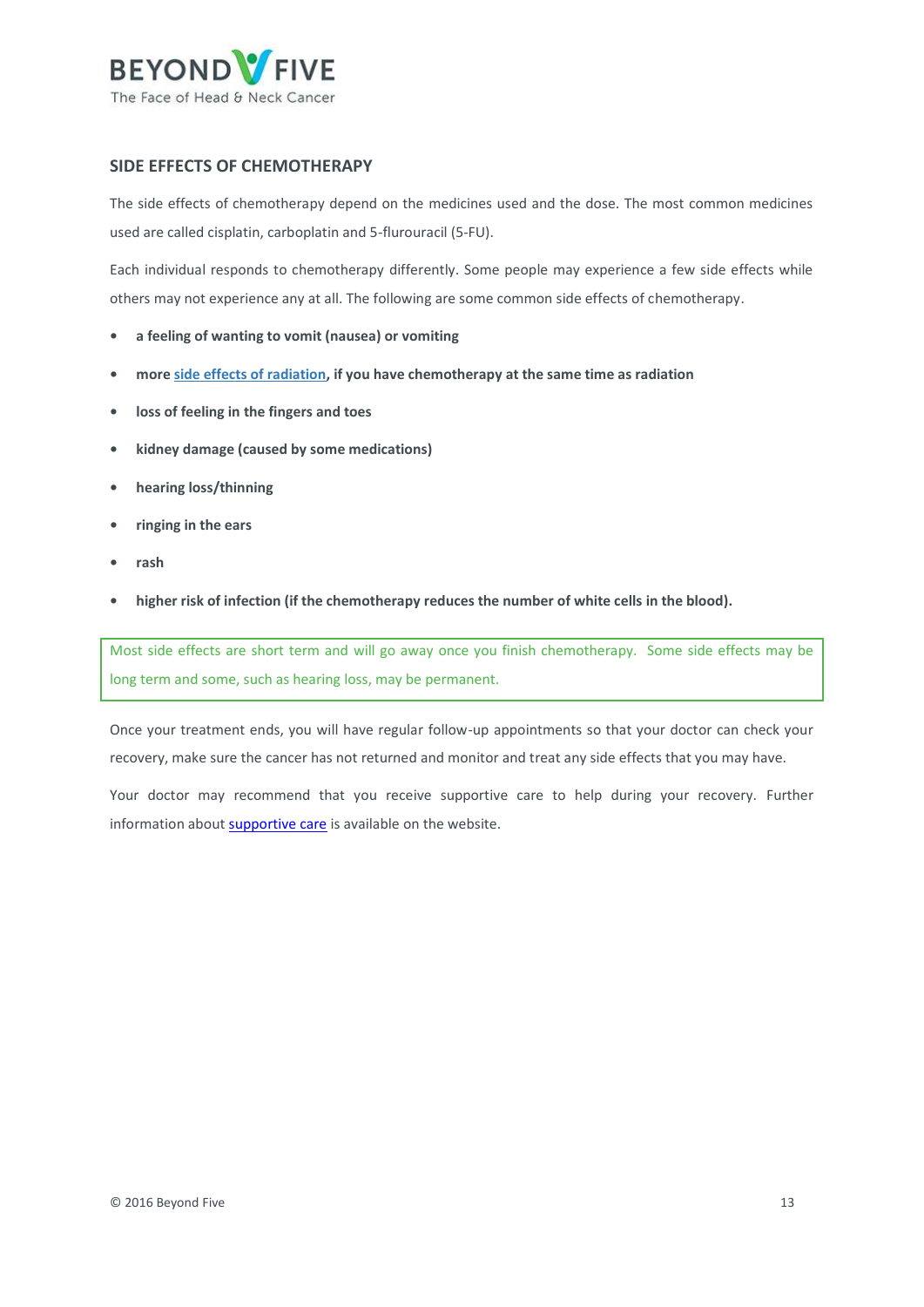## SIDE EFFECTS OF CHEMOTHERAPY

The side effects of chemotherapy depend on the medicines used and the dose. The most common medicines used are called cisplatin, carboplatin and 5-flurouracil (5-FU).

Each individual responds to chemotherapy differently. Some people may experience a few side effects while others may not experience any at all. The following are some common side effects of chemotherapy.

- **a feeling of wanting to vomit (nausea) or vomiting**
- **more side effects of radiation, if you have chemotherapy at the same time as radiation**
- **loss of feeling in the fingers and toes**
- **kidney damage (caused by some medications)**
- **hearing loss/thinning**
- **ringing in the ears**
- **rash**
- **higher risk of infection (if the chemotherapy reduces the number of white cells in the blood).**

> Most side effects are short term and will go away once you finish chemotherapy. Some side effects may be long term and some, such as hearing loss, may be permanent.

Once your treatment ends, you will have regular follow-up appointments so that your doctor can check your recovery, make sure the cancer has not returned and monitor and treat any side effects that you may have.

Your doctor may recommend that you receive supportive care to help during your recovery. Further information about supportive care is available on the website.

© 2016 Beyond Five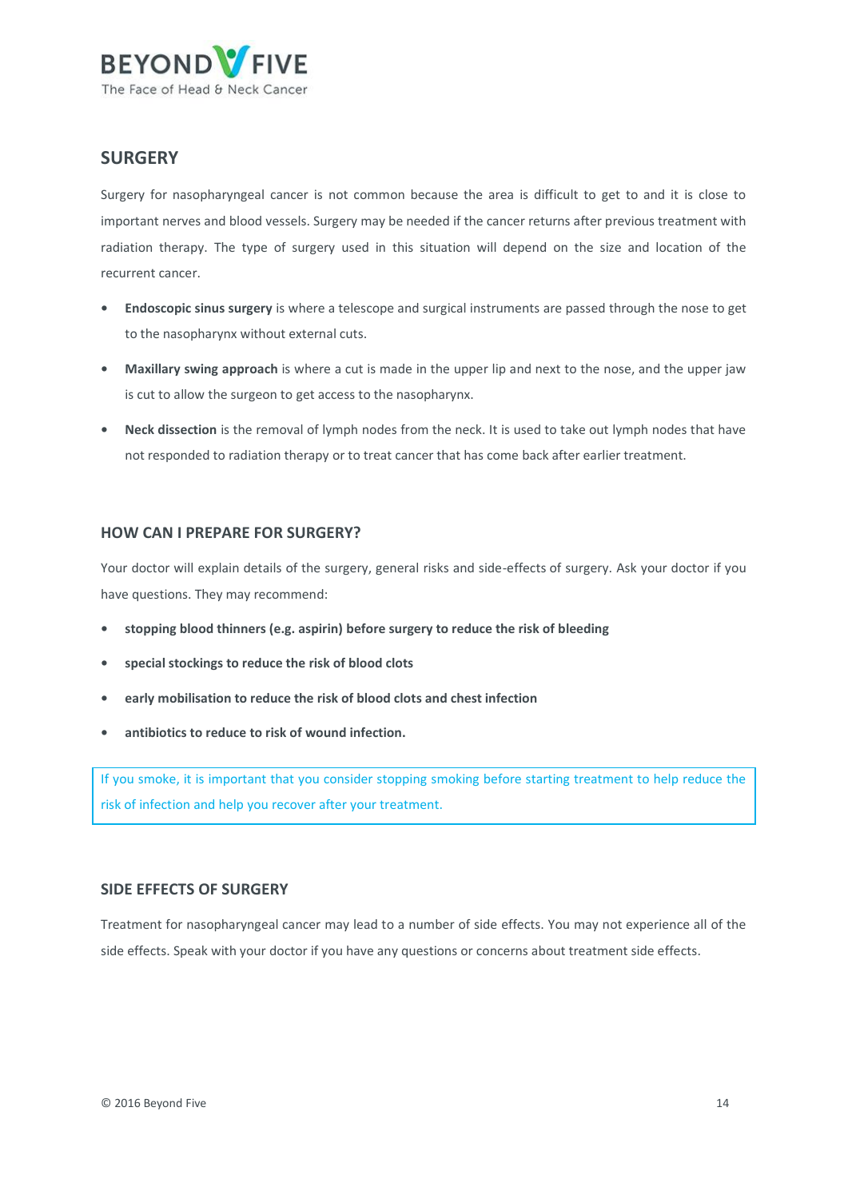## SURGERY

Surgery for nasopharyngeal cancer is not common because the area is difficult to get to and it is close to important nerves and blood vessels. Surgery may be needed if the cancer returns after previous treatment with radiation therapy. The type of surgery used in this situation will depend on the size and location of the recurrent cancer.

- **Endoscopic sinus surgery** is where a telescope and surgical instruments are passed through the nose to get to the nasopharynx without external cuts.
- **Maxillary swing approach** is where a cut is made in the upper lip and next to the nose, and the upper jaw is cut to allow the surgeon to get access to the nasopharynx.
- **Neck dissection** is the removal of lymph nodes from the neck. It is used to take out lymph nodes that have not responded to radiation therapy or to treat cancer that has come back after earlier treatment.

### HOW CAN I PREPARE FOR SURGERY?

Your doctor will explain details of the surgery, general risks and side-effects of surgery. Ask your doctor if you have questions. They may recommend:

- **stopping blood thinners (e.g. aspirin) before surgery to reduce the risk of bleeding**
- **special stockings to reduce the risk of blood clots**
- **early mobilisation to reduce the risk of blood clots and chest infection**
- **antibiotics to reduce to risk of wound infection.**

If you smoke, it is important that you consider stopping smoking before starting treatment to help reduce the risk of infection and help you recover after your treatment.

### SIDE EFFECTS OF SURGERY

Treatment for nasopharyngeal cancer may lead to a number of side effects. You may not experience all of the side effects. Speak with your doctor if you have any questions or concerns about treatment side effects.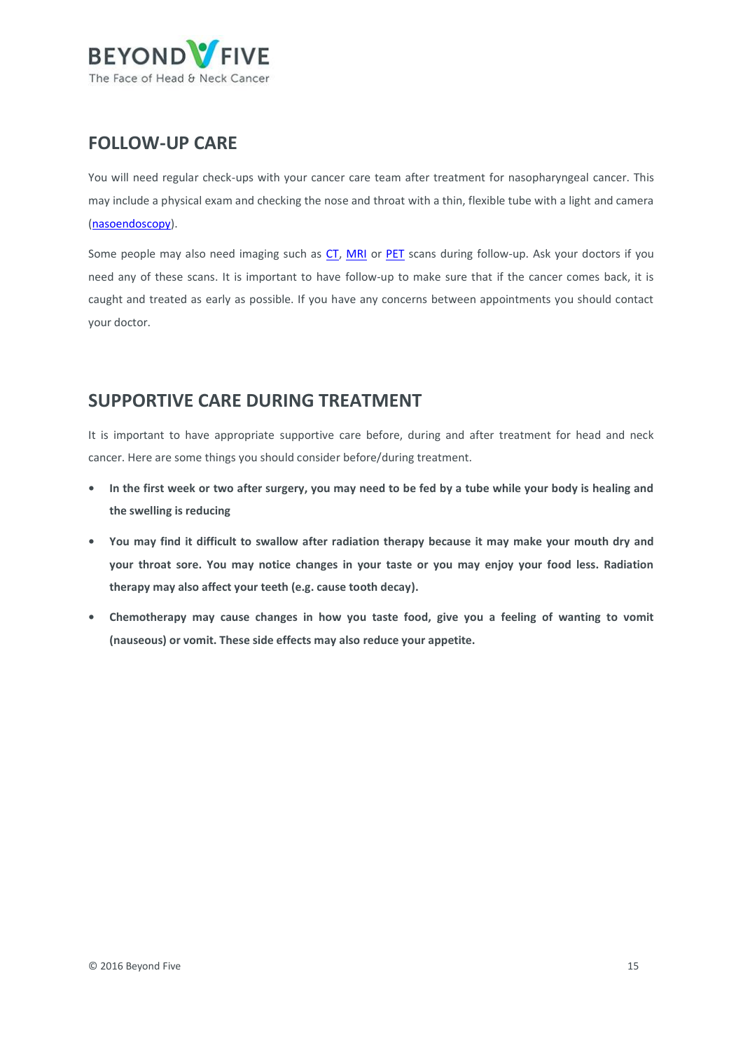## FOLLOW-UP CARE

You will need regular check-ups with your cancer care team after treatment for nasopharyngeal cancer. This may include a physical exam and checking the nose and throat with a thin, flexible tube with a light and camera (nasoendoscopy).

Some people may also need imaging such as CT, MRI or PET scans during follow-up. Ask your doctors if you need any of these scans. It is important to have follow-up to make sure that if the cancer comes back, it is caught and treated as early as possible. If you have any concerns between appointments you should contact your doctor.

## SUPPORTIVE CARE DURING TREATMENT

It is important to have appropriate supportive care before, during and after treatment for head and neck cancer. Here are some things you should consider before/during treatment.

- **In the first week or two after surgery, you may need to be fed by a tube while your body is healing and the swelling is reducing**
- **You may find it difficult to swallow after radiation therapy because it may make your mouth dry and your throat sore. You may notice changes in your taste or you may enjoy your food less. Radiation therapy may also affect your teeth (e.g. cause tooth decay).**
- **Chemotherapy may cause changes in how you taste food, give you a feeling of wanting to vomit (nauseous) or vomit. These side effects may also reduce your appetite.**

© 2016 Beyond Five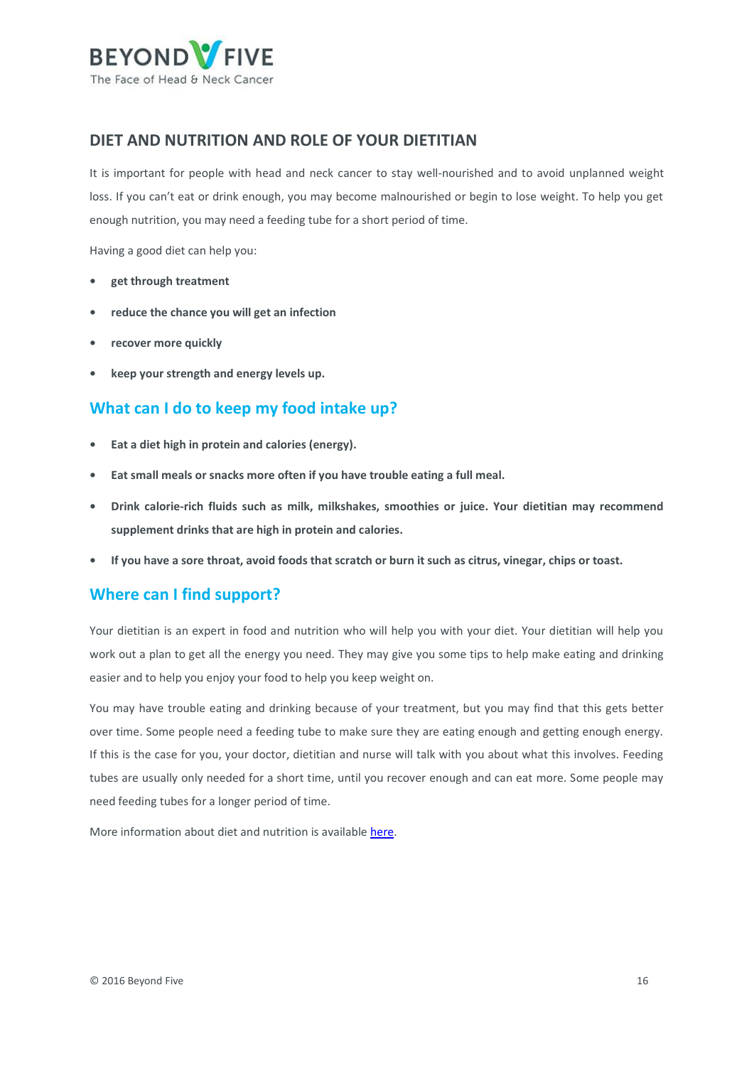## DIET AND NUTRITION AND ROLE OF YOUR DIETITIAN

It is important for people with head and neck cancer to stay well-nourished and to avoid unplanned weight loss. If you can't eat or drink enough, you may become malnourished or begin to lose weight. To help you get enough nutrition, you may need a feeding tube for a short period of time.

Having a good diet can help you:

- **get through treatment**
- **reduce the chance you will get an infection**
- **recover more quickly**
- **keep your strength and energy levels up.**

### What can I do to keep my food intake up?

- **Eat a diet high in protein and calories (energy).**
- **Eat small meals or snacks more often if you have trouble eating a full meal.**
- **Drink calorie-rich fluids such as milk, milkshakes, smoothies or juice. Your dietitian may recommend supplement drinks that are high in protein and calories.**
- **If you have a sore throat, avoid foods that scratch or burn it such as citrus, vinegar, chips or toast.**

### Where can I find support?

Your dietitian is an expert in food and nutrition who will help you with your diet. Your dietitian will help you work out a plan to get all the energy you need. They may give you some tips to help make eating and drinking easier and to help you enjoy your food to help you keep weight on.

You may have trouble eating and drinking because of your treatment, but you may find that this gets better over time. Some people need a feeding tube to make sure they are eating enough and getting enough energy. If this is the case for you, your doctor, dietitian and nurse will talk with you about what this involves. Feeding tubes are usually only needed for a short time, until you recover enough and can eat more. Some people may need feeding tubes for a longer period of time.

More information about diet and nutrition is available here.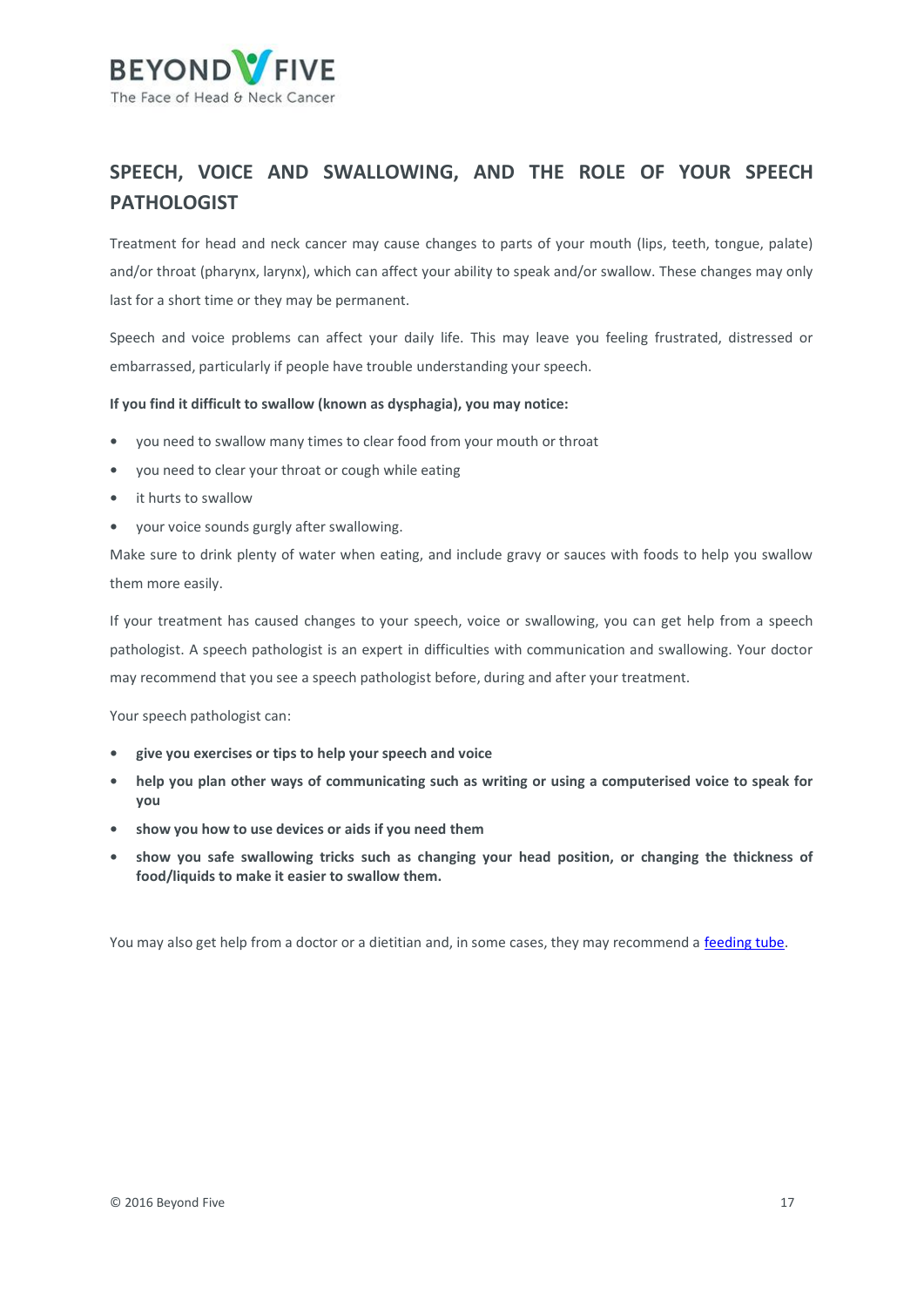## SPEECH, VOICE AND SWALLOWING, AND THE ROLE OF YOUR SPEECH PATHOLOGIST

Treatment for head and neck cancer may cause changes to parts of your mouth (lips, teeth, tongue, palate) and/or throat (pharynx, larynx), which can affect your ability to speak and/or swallow. These changes may only last for a short time or they may be permanent.

Speech and voice problems can affect your daily life. This may leave you feeling frustrated, distressed or embarrassed, particularly if people have trouble understanding your speech.

**If you find it difficult to swallow (known as dysphagia), you may notice:**

- you need to swallow many times to clear food from your mouth or throat
- you need to clear your throat or cough while eating
- it hurts to swallow
- your voice sounds gurgly after swallowing.

Make sure to drink plenty of water when eating, and include gravy or sauces with foods to help you swallow them more easily.

If your treatment has caused changes to your speech, voice or swallowing, you can get help from a speech pathologist. A speech pathologist is an expert in difficulties with communication and swallowing. Your doctor may recommend that you see a speech pathologist before, during and after your treatment.

Your speech pathologist can:

- **give you exercises or tips to help your speech and voice**
- **help you plan other ways of communicating such as writing or using a computerised voice to speak for you**
- **show you how to use devices or aids if you need them**
- **show you safe swallowing tricks such as changing your head position, or changing the thickness of food/liquids to make it easier to swallow them.**

You may also get help from a doctor or a dietitian and, in some cases, they may recommend a feeding tube.

© 2016 Beyond Five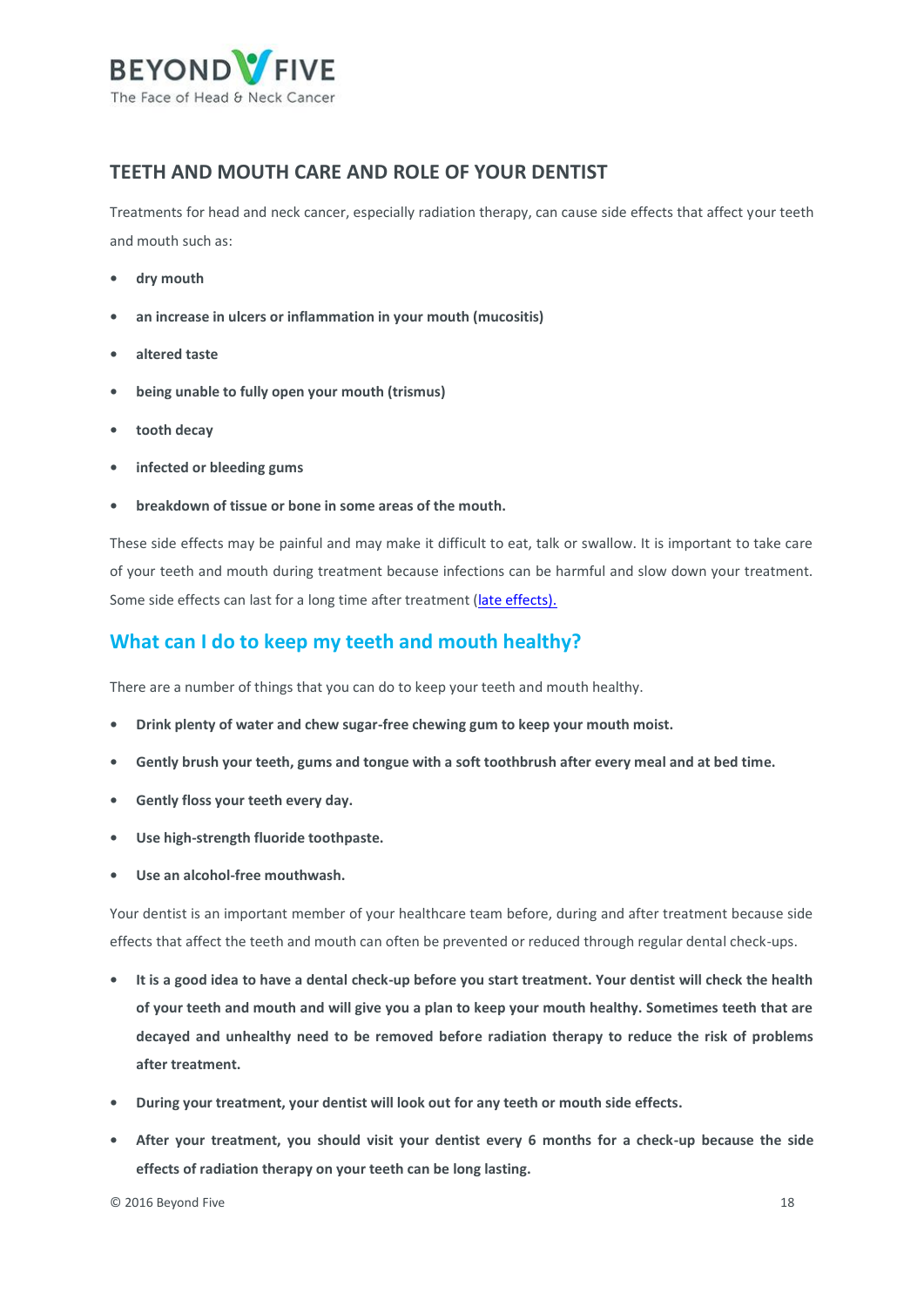## TEETH AND MOUTH CARE AND ROLE OF YOUR DENTIST

Treatments for head and neck cancer, especially radiation therapy, can cause side effects that affect your teeth and mouth such as:

- **dry mouth**
- **an increase in ulcers or inflammation in your mouth (mucositis)**
- **altered taste**
- **being unable to fully open your mouth (trismus)**
- **tooth decay**
- **infected or bleeding gums**
- **breakdown of tissue or bone in some areas of the mouth.**

These side effects may be painful and may make it difficult to eat, talk or swallow. It is important to take care of your teeth and mouth during treatment because infections can be harmful and slow down your treatment. Some side effects can last for a long time after treatment (late effects).

### What can I do to keep my teeth and mouth healthy?

There are a number of things that you can do to keep your teeth and mouth healthy.

- **Drink plenty of water and chew sugar-free chewing gum to keep your mouth moist.**
- **Gently brush your teeth, gums and tongue with a soft toothbrush after every meal and at bed time.**
- **Gently floss your teeth every day.**
- **Use high-strength fluoride toothpaste.**
- **Use an alcohol-free mouthwash.**

Your dentist is an important member of your healthcare team before, during and after treatment because side effects that affect the teeth and mouth can often be prevented or reduced through regular dental check-ups.

- **It is a good idea to have a dental check-up before you start treatment. Your dentist will check the health of your teeth and mouth and will give you a plan to keep your mouth healthy. Sometimes teeth that are decayed and unhealthy need to be removed before radiation therapy to reduce the risk of problems after treatment.**
- **During your treatment, your dentist will look out for any teeth or mouth side effects.**
- **After your treatment, you should visit your dentist every 6 months for a check-up because the side effects of radiation therapy on your teeth can be long lasting.**

© 2016 Beyond Five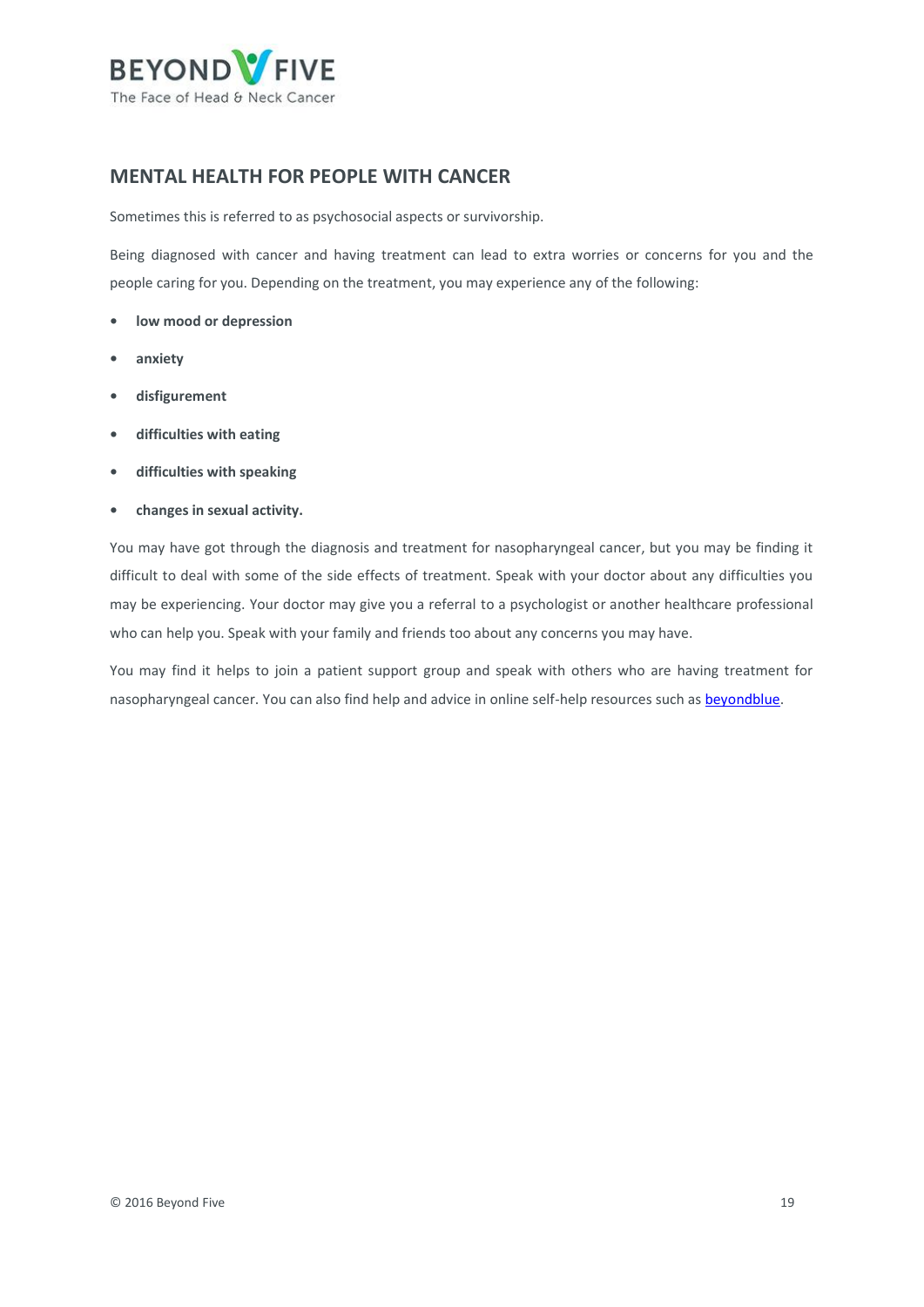## MENTAL HEALTH FOR PEOPLE WITH CANCER

Sometimes this is referred to as psychosocial aspects or survivorship.

Being diagnosed with cancer and having treatment can lead to extra worries or concerns for you and the people caring for you. Depending on the treatment, you may experience any of the following:

- **low mood or depression**
- **anxiety**
- **disfigurement**
- **difficulties with eating**
- **difficulties with speaking**
- **changes in sexual activity.**

You may have got through the diagnosis and treatment for nasopharyngeal cancer, but you may be finding it difficult to deal with some of the side effects of treatment. Speak with your doctor about any difficulties you may be experiencing. Your doctor may give you a referral to a psychologist or another healthcare professional who can help you. Speak with your family and friends too about any concerns you may have.

You may find it helps to join a patient support group and speak with others who are having treatment for nasopharyngeal cancer. You can also find help and advice in online self-help resources such as beyondblue.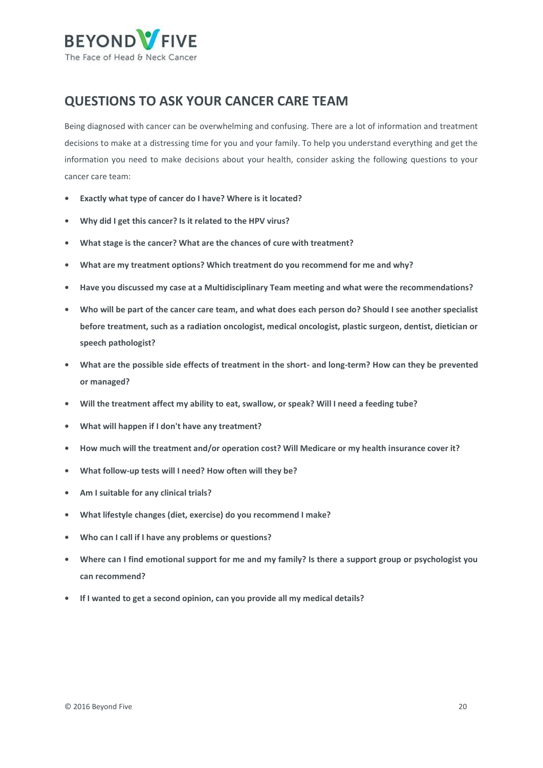## QUESTIONS TO ASK YOUR CANCER CARE TEAM

Being diagnosed with cancer can be overwhelming and confusing. There are a lot of information and treatment decisions to make at a distressing time for you and your family. To help you understand everything and get the information you need to make decisions about your health, consider asking the following questions to your cancer care team:

- **Exactly what type of cancer do I have? Where is it located?**
- **Why did I get this cancer? Is it related to the HPV virus?**
- **What stage is the cancer? What are the chances of cure with treatment?**
- **What are my treatment options? Which treatment do you recommend for me and why?**
- **Have you discussed my case at a Multidisciplinary Team meeting and what were the recommendations?**
- **Who will be part of the cancer care team, and what does each person do? Should I see another specialist before treatment, such as a radiation oncologist, medical oncologist, plastic surgeon, dentist, dietician or speech pathologist?**
- **What are the possible side effects of treatment in the short- and long-term? How can they be prevented or managed?**
- **Will the treatment affect my ability to eat, swallow, or speak? Will I need a feeding tube?**
- **What will happen if I don't have any treatment?**
- **How much will the treatment and/or operation cost? Will Medicare or my health insurance cover it?**
- **What follow-up tests will I need? How often will they be?**
- **Am I suitable for any clinical trials?**
- **What lifestyle changes (diet, exercise) do you recommend I make?**
- **Who can I call if I have any problems or questions?**
- **Where can I find emotional support for me and my family? Is there a support group or psychologist you can recommend?**
- **If I wanted to get a second opinion, can you provide all my medical details?**

© 2016 Beyond Five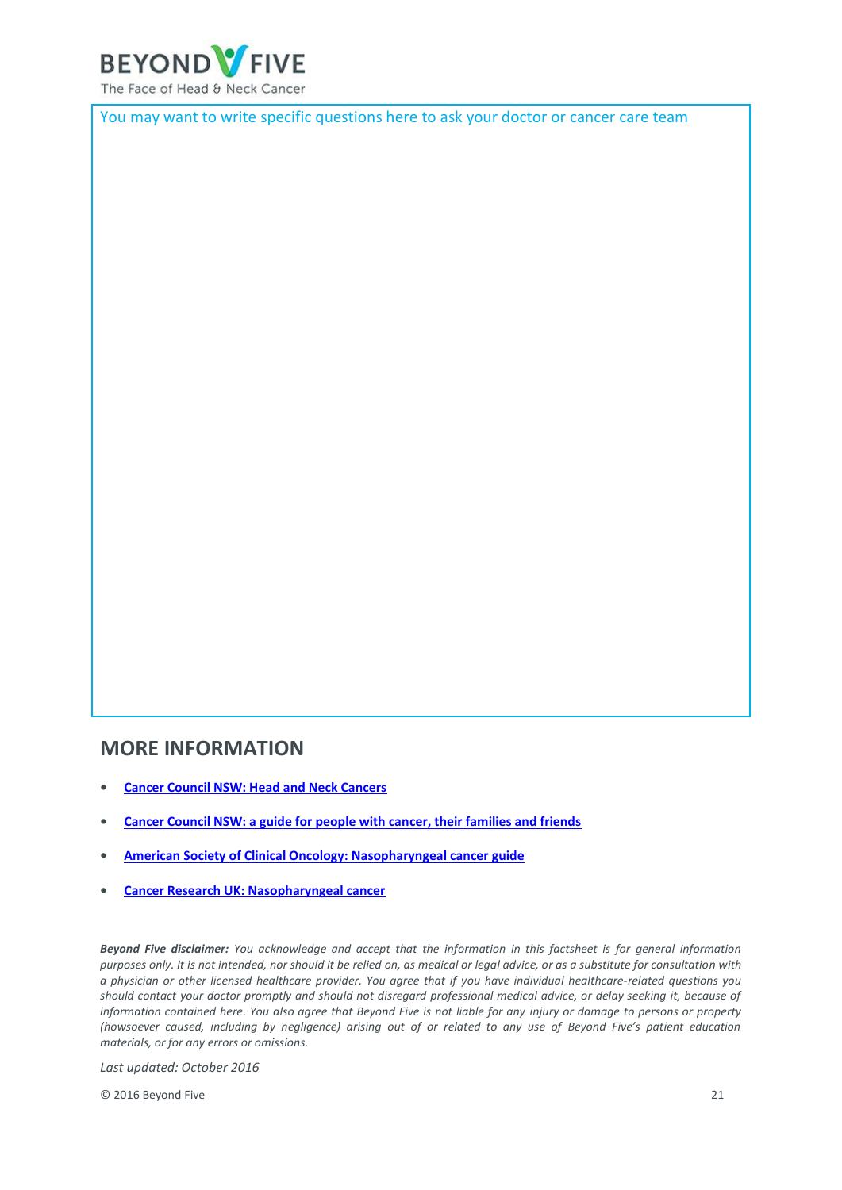You may want to write specific questions here to ask your doctor or cancer care team

## MORE INFORMATION

- Cancer Council NSW: Head and Neck Cancers
- Cancer Council NSW: a guide for people with cancer, their families and friends
- American Society of Clinical Oncology: Nasopharyngeal cancer guide
- Cancer Research UK: Nasopharyngeal cancer

***Beyond Five disclaimer:*** *You acknowledge and accept that the information in this factsheet is for general information purposes only. It is not intended, nor should it be relied on, as medical or legal advice, or as a substitute for consultation with a physician or other licensed healthcare provider. You agree that if you have individual healthcare-related questions you should contact your doctor promptly and should not disregard professional medical advice, or delay seeking it, because of information contained here. You also agree that Beyond Five is not liable for any injury or damage to persons or property (howsoever caused, including by negligence) arising out of or related to any use of Beyond Five's patient education materials, or for any errors or omissions.*

*Last updated: October 2016*

© 2016 Beyond Five